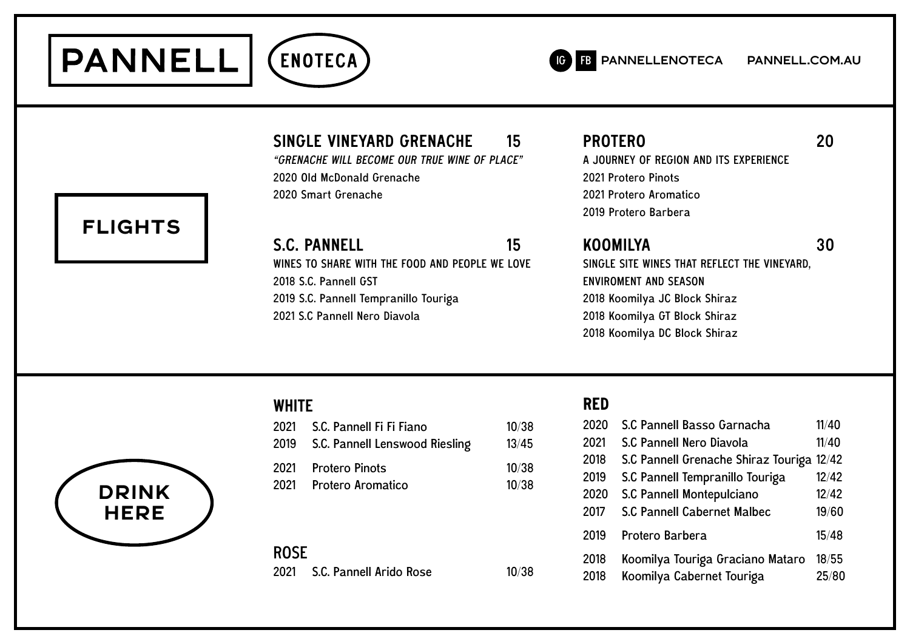# PANNELL ENOTECA

IG FB PANNELLENOTECA PANNELL.COM.AU

## FLIGHTS

### SINGLE VINEYARD GRENACHE 15

*"GRENACHE WILL BECOME OUR TRUE WINE OF PLACE"*

2020 Old McDonald Grenache
2020 Smart Grenache

### S.C. PANNELL 15

WINES TO SHARE WITH THE FOOD AND PEOPLE WE LOVE

2018 S.C. Pannell GST
2019 S.C. Pannell Tempranillo Touriga
2021 S.C Pannell Nero Diavola

### PROTERO 20

A JOURNEY OF REGION AND ITS EXPERIENCE

2021 Protero Pinots
2021 Protero Aromatico
2019 Protero Barbera

### KOOMILYA 30

SINGLE SITE WINES THAT REFLECT THE VINEYARD, ENVIROMENT AND SEASON

2018 Koomilya JC Block Shiraz
2018 Koomilya GT Block Shiraz
2018 Koomilya DC Block Shiraz

## DRINK HERE

### WHITE

| Year | Wine | Price |
|---|---|---|
| 2021 | S.C. Pannell Fi Fi Fiano | 10/38 |
| 2019 | S.C. Pannell Lenswood Riesling | 13/45 |
| 2021 | Protero Pinots | 10/38 |
| 2021 | Protero Aromatico | 10/38 |

### ROSE

| Year | Wine | Price |
|---|---|---|
| 2021 | S.C. Pannell Arido Rose | 10/38 |

### RED

| Year | Wine | Price |
|---|---|---|
| 2020 | S.C Pannell Basso Garnacha | 11/40 |
| 2021 | S.C Pannell Nero Diavola | 11/40 |
| 2018 | S.C Pannell Grenache Shiraz Touriga | 12/42 |
| 2019 | S.C Pannell Tempranillo Touriga | 12/42 |
| 2020 | S.C Pannell Montepulciano | 12/42 |
| 2017 | S.C Pannell Cabernet Malbec | 19/60 |
| 2019 | Protero Barbera | 15/48 |
| 2018 | Koomilya Touriga Graciano Mataro | 18/55 |
| 2018 | Koomilya Cabernet Touriga | 25/80 |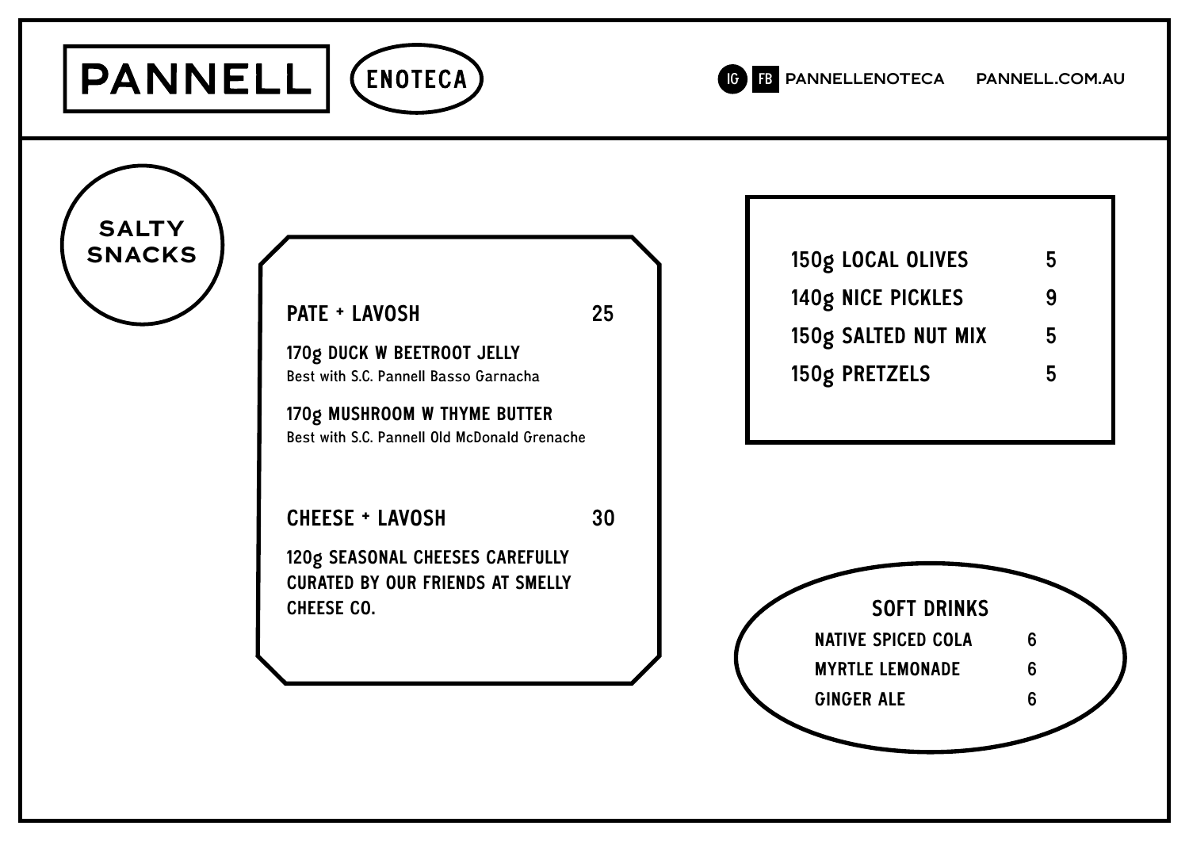# PANNELL ENOTECA

IG FB PANNELLENOTECA PANNELL.COM.AU

## SALTY SNACKS

### PATE + LAVOSH — 25

**170g DUCK W BEETROOT JELLY**
Best with S.C. Pannell Basso Garnacha

**170g MUSHROOM W THYME BUTTER**
Best with S.C. Pannell Old McDonald Grenache

### CHEESE + LAVOSH — 30

120g SEASONAL CHEESES CAREFULLY CURATED BY OUR FRIENDS AT SMELLY CHEESE CO.

| | |
|---|---|
| 150g LOCAL OLIVES | 5 |
| 140g NICE PICKLES | 9 |
| 150g SALTED NUT MIX | 5 |
| 150g PRETZELS | 5 |

### SOFT DRINKS

| | |
|---|---|
| NATIVE SPICED COLA | 6 |
| MYRTLE LEMONADE | 6 |
| GINGER ALE | 6 |